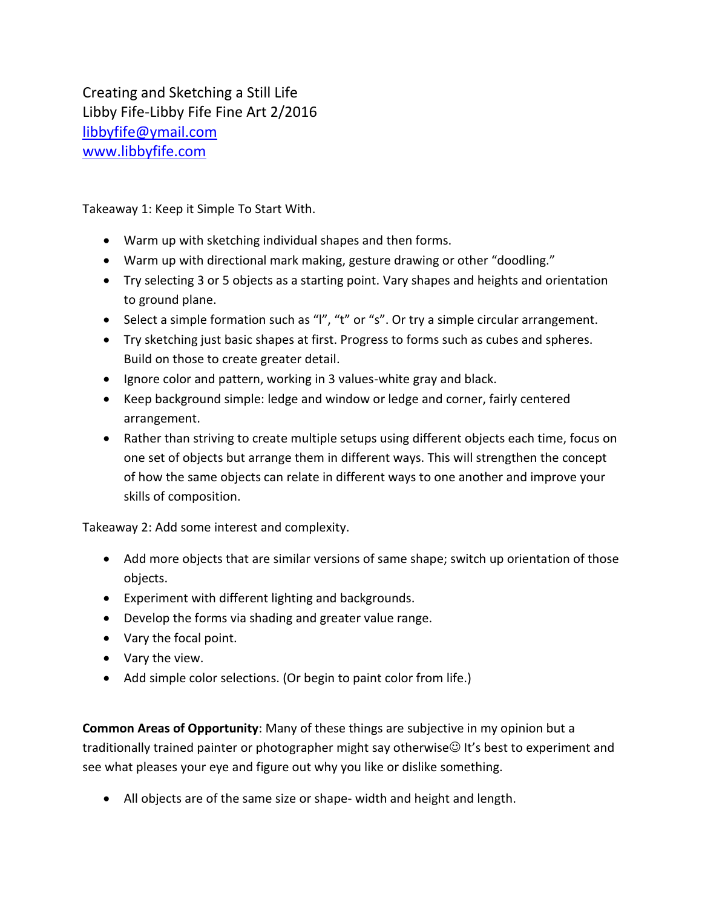Creating and Sketching a Still Life
Libby Fife-Libby Fife Fine Art 2/2016
[libbyfife@ymail.com](mailto:libbyfife@ymail.com)
[www.libbyfife.com](http://www.libbyfife.com)

Takeaway 1: Keep it Simple To Start With.

- Warm up with sketching individual shapes and then forms.
- Warm up with directional mark making, gesture drawing or other "doodling."
- Try selecting 3 or 5 objects as a starting point. Vary shapes and heights and orientation to ground plane.
- Select a simple formation such as "l", "t" or "s". Or try a simple circular arrangement.
- Try sketching just basic shapes at first. Progress to forms such as cubes and spheres. Build on those to create greater detail.
- Ignore color and pattern, working in 3 values-white gray and black.
- Keep background simple: ledge and window or ledge and corner, fairly centered arrangement.
- Rather than striving to create multiple setups using different objects each time, focus on one set of objects but arrange them in different ways. This will strengthen the concept of how the same objects can relate in different ways to one another and improve your skills of composition.

Takeaway 2: Add some interest and complexity.

- Add more objects that are similar versions of same shape; switch up orientation of those objects.
- Experiment with different lighting and backgrounds.
- Develop the forms via shading and greater value range.
- Vary the focal point.
- Vary the view.
- Add simple color selections. (Or begin to paint color from life.)

**Common Areas of Opportunity**: Many of these things are subjective in my opinion but a traditionally trained painter or photographer might say otherwise☺ It's best to experiment and see what pleases your eye and figure out why you like or dislike something.

- All objects are of the same size or shape- width and height and length.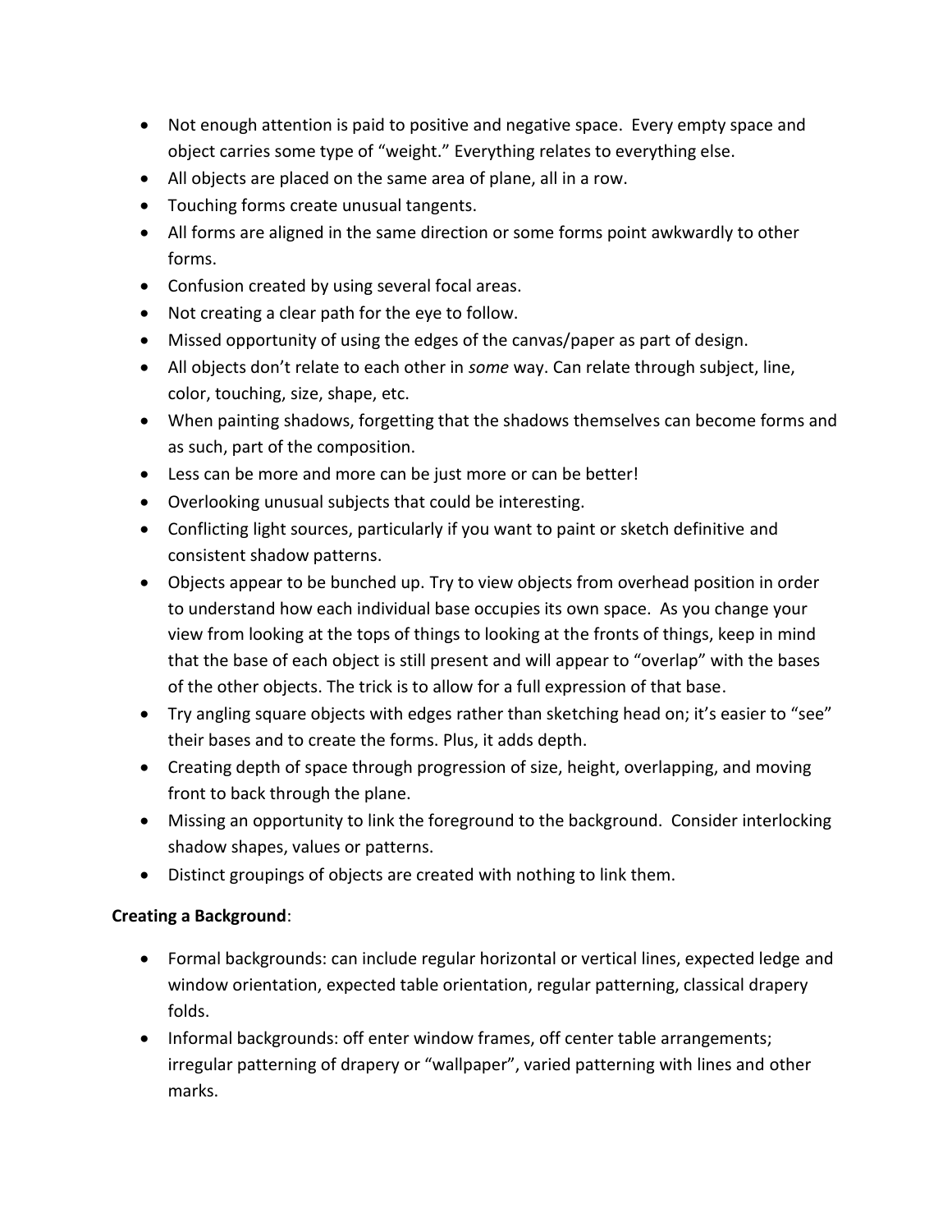- Not enough attention is paid to positive and negative space. Every empty space and object carries some type of "weight." Everything relates to everything else.
- All objects are placed on the same area of plane, all in a row.
- Touching forms create unusual tangents.
- All forms are aligned in the same direction or some forms point awkwardly to other forms.
- Confusion created by using several focal areas.
- Not creating a clear path for the eye to follow.
- Missed opportunity of using the edges of the canvas/paper as part of design.
- All objects don't relate to each other in *some* way. Can relate through subject, line, color, touching, size, shape, etc.
- When painting shadows, forgetting that the shadows themselves can become forms and as such, part of the composition.
- Less can be more and more can be just more or can be better!
- Overlooking unusual subjects that could be interesting.
- Conflicting light sources, particularly if you want to paint or sketch definitive and consistent shadow patterns.
- Objects appear to be bunched up. Try to view objects from overhead position in order to understand how each individual base occupies its own space. As you change your view from looking at the tops of things to looking at the fronts of things, keep in mind that the base of each object is still present and will appear to "overlap" with the bases of the other objects. The trick is to allow for a full expression of that base.
- Try angling square objects with edges rather than sketching head on; it's easier to "see" their bases and to create the forms. Plus, it adds depth.
- Creating depth of space through progression of size, height, overlapping, and moving front to back through the plane.
- Missing an opportunity to link the foreground to the background. Consider interlocking shadow shapes, values or patterns.
- Distinct groupings of objects are created with nothing to link them.

**Creating a Background**:

- Formal backgrounds: can include regular horizontal or vertical lines, expected ledge and window orientation, expected table orientation, regular patterning, classical drapery folds.
- Informal backgrounds: off enter window frames, off center table arrangements; irregular patterning of drapery or "wallpaper", varied patterning with lines and other marks.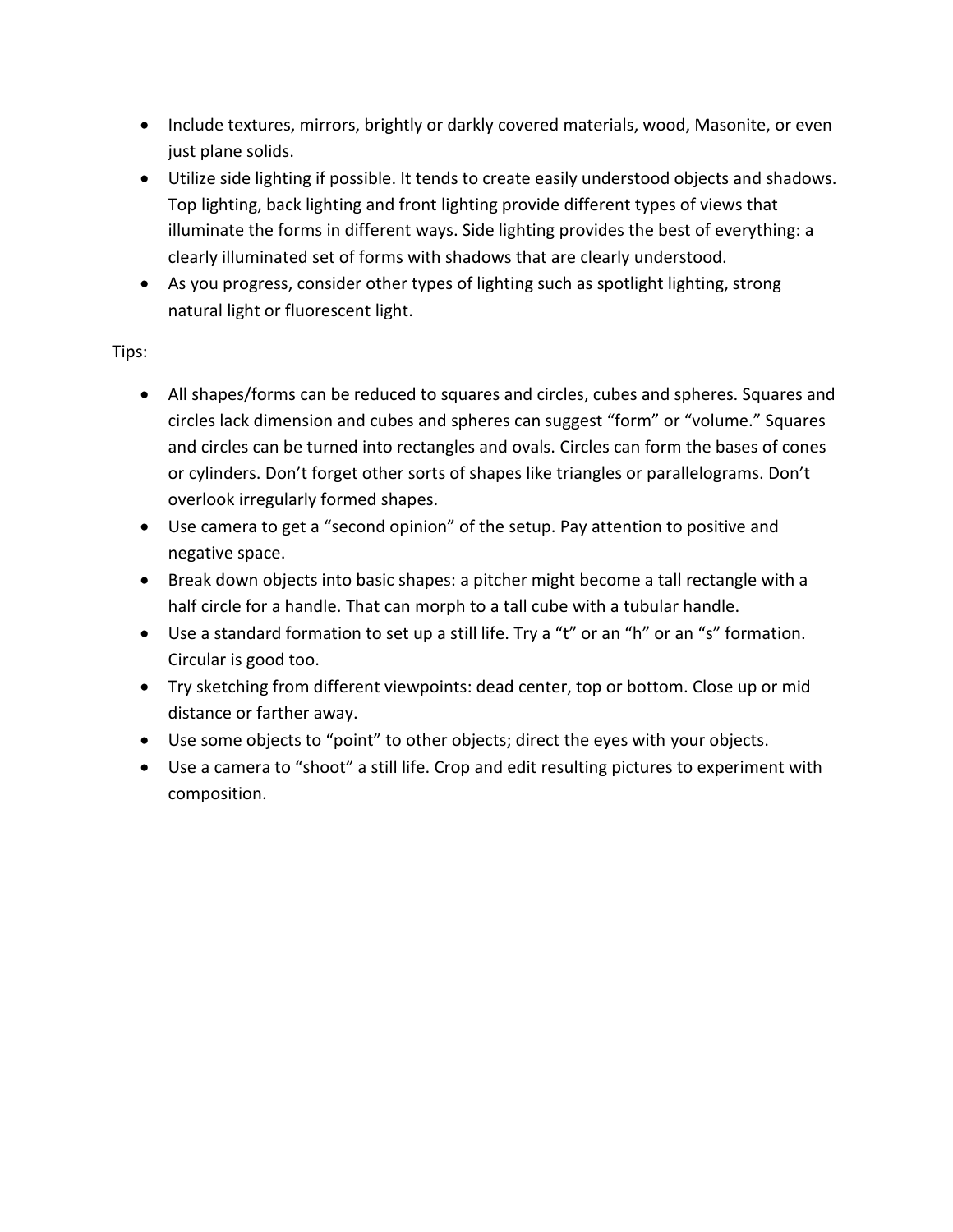- Include textures, mirrors, brightly or darkly covered materials, wood, Masonite, or even just plane solids.
- Utilize side lighting if possible. It tends to create easily understood objects and shadows. Top lighting, back lighting and front lighting provide different types of views that illuminate the forms in different ways. Side lighting provides the best of everything: a clearly illuminated set of forms with shadows that are clearly understood.
- As you progress, consider other types of lighting such as spotlight lighting, strong natural light or fluorescent light.

Tips:

- All shapes/forms can be reduced to squares and circles, cubes and spheres. Squares and circles lack dimension and cubes and spheres can suggest "form" or "volume." Squares and circles can be turned into rectangles and ovals. Circles can form the bases of cones or cylinders. Don't forget other sorts of shapes like triangles or parallelograms. Don't overlook irregularly formed shapes.
- Use camera to get a "second opinion" of the setup. Pay attention to positive and negative space.
- Break down objects into basic shapes: a pitcher might become a tall rectangle with a half circle for a handle. That can morph to a tall cube with a tubular handle.
- Use a standard formation to set up a still life. Try a "t" or an "h" or an "s" formation. Circular is good too.
- Try sketching from different viewpoints: dead center, top or bottom. Close up or mid distance or farther away.
- Use some objects to "point" to other objects; direct the eyes with your objects.
- Use a camera to "shoot" a still life. Crop and edit resulting pictures to experiment with composition.